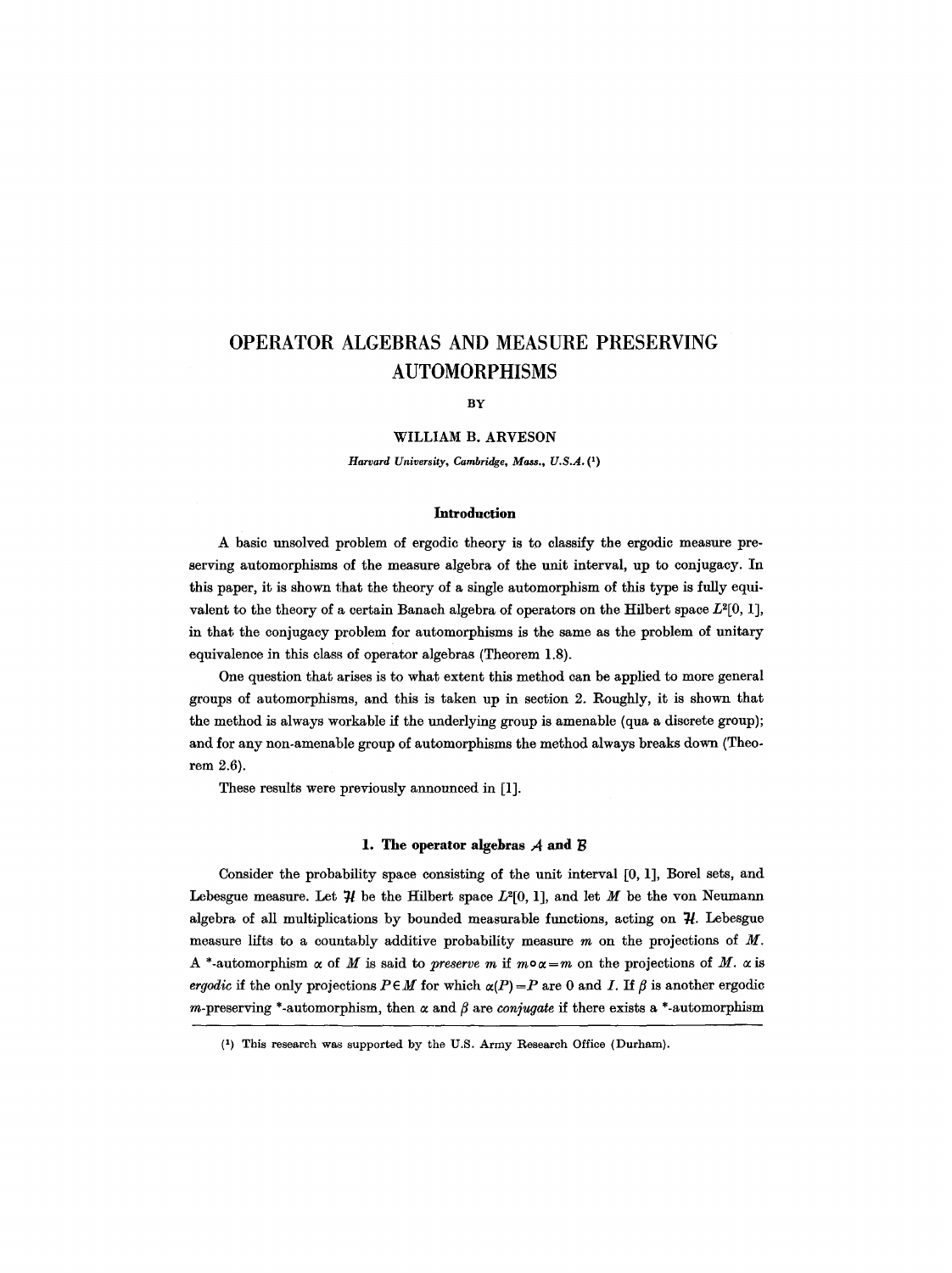# OPERATOR ALGEBRAS AND MEASURE PRESERVING AUTOMORPHISMS

BY

WILLIAM B. ARVESON

*Harvard University, Cambridge, Mass., U.S.A.* [1]

## Introduction

A basic unsolved problem of ergodic theory is to classify the ergodic measure preserving automorphisms of the measure algebra of the unit interval, up to conjugacy. In this paper, it is shown that the theory of a single automorphism of this type is fully equivalent to the theory of a certain Banach algebra of operators on the Hilbert space $L^2[0, 1]$, in that the conjugacy problem for automorphisms is the same as the problem of unitary equivalence in this class of operator algebras (Theorem 1.8).

One question that arises is to what extent this method can be applied to more general groups of automorphisms, and this is taken up in section 2. Roughly, it is shown that the method is always workable if the underlying group is amenable (qua a discrete group); and for any non-amenable group of automorphisms the method always breaks down (Theorem 2.6).

These results were previously announced in [1].

## 1. The operator algebras $\mathcal{A}$ and $\mathcal{B}$

Consider the probability space consisting of the unit interval $[0, 1]$, Borel sets, and Lebesgue measure. Let $\mathcal{H}$ be the Hilbert space $L^2[0, 1]$, and let $M$ be the von Neumann algebra of all multiplications by bounded measurable functions, acting on $\mathcal{H}$. Lebesgue measure lifts to a countably additive probability measure $m$ on the projections of $M$. A \*-automorphism $\alpha$ of $M$ is said to *preserve* $m$ if $m \circ \alpha = m$ on the projections of $M$. $\alpha$ is *ergodic* if the only projections $P \in M$ for which $\alpha(P) = P$ are $0$ and $I$. If $\beta$ is another ergodic $m$-preserving \*-automorphism, then $\alpha$ and $\beta$ are *conjugate* if there exists a \*-automorphism

[1] This research was supported by the U.S. Army Research Office (Durham).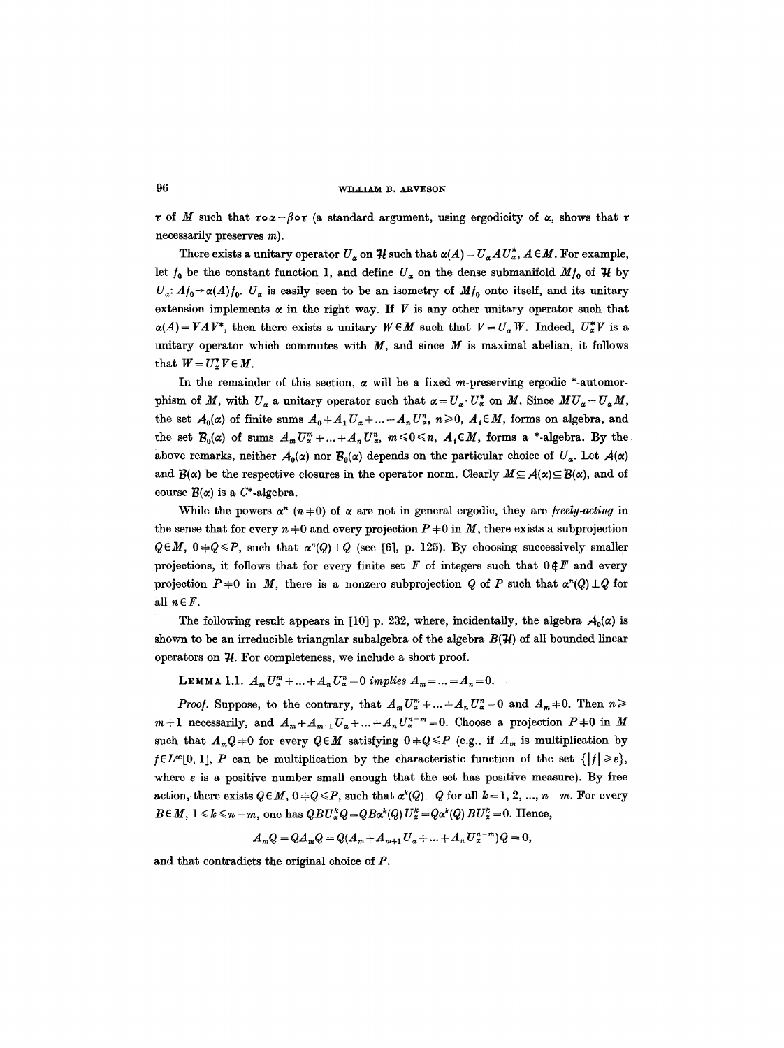$\tau$ of $M$ such that $\tau \circ \alpha = \beta \circ \tau$ (a standard argument, using ergodicity of $\alpha$, shows that $\tau$ necessarily preserves $m$).

There exists a unitary operator $U_\alpha$ on $\mathcal{H}$ such that $\alpha(A) = U_\alpha A U_\alpha^*$, $A \in M$. For example, let $f_0$ be the constant function 1, and define $U_\alpha$ on the dense submanifold $Mf_0$ of $\mathcal{H}$ by $U_\alpha$: $Af_0 \to \alpha(A) f_0$. $U_\alpha$ is easily seen to be an isometry of $Mf_0$ onto itself, and its unitary extension implements $\alpha$ in the right way. If $V$ is any other unitary operator such that $\alpha(A) = VAV^*$, then there exists a unitary $W \in M$ such that $V = U_\alpha W$. Indeed, $U_\alpha^* V$ is a unitary operator which commutes with $M$, and since $M$ is maximal abelian, it follows that $W = U_\alpha^* V \in M$.

In the remainder of this section, $\alpha$ will be a fixed $m$-preserving ergodic \*-automorphism of $M$, with $U_\alpha$ a unitary operator such that $\alpha = U_\alpha \cdot U_\alpha^*$ on $M$. Since $MU_\alpha = U_\alpha M$, the set $\mathcal{A}_0(\alpha)$ of finite sums $A_0 + A_1 U_\alpha + \ldots + A_n U_\alpha^n$, $n \geqslant 0$, $A_i \in M$, forms on algebra, and the set $\mathcal{B}_0(\alpha)$ of sums $A_m U_\alpha^m + \ldots + A_n U_\alpha^n$, $m \leqslant 0 \leqslant n$, $A_i \in M$, forms a \*-algebra. By the above remarks, neither $\mathcal{A}_0(\alpha)$ nor $\mathcal{B}_0(\alpha)$ depends on the particular choice of $U_\alpha$. Let $\mathcal{A}(\alpha)$ and $\mathcal{B}(\alpha)$ be the respective closures in the operator norm. Clearly $M \subseteq \mathcal{A}(\alpha) \subseteq \mathcal{B}(\alpha)$, and of course $\mathcal{B}(\alpha)$ is a $C^*$-algebra.

While the powers $\alpha^n$ $(n \neq 0)$ of $\alpha$ are not in general ergodic, they are *freely-acting* in the sense that for every $n \neq 0$ and every projection $P \neq 0$ in $M$, there exists a subprojection $Q \in M$, $0 \neq Q \leqslant P$, such that $\alpha^n(Q) \perp Q$ (see [6], p. 125). By choosing successively smaller projections, it follows that for every finite set $F$ of integers such that $0 \notin F$ and every projection $P \neq 0$ in $M$, there is a nonzero subprojection $Q$ of $P$ such that $\alpha^n(Q) \perp Q$ for all $n \in F$.

The following result appears in [10] p. 232, where, incidentally, the algebra $\mathcal{A}_0(\alpha)$ is shown to be an irreducible triangular subalgebra of the algebra $B(\mathcal{H})$ of all bounded linear operators on $\mathcal{H}$. For completeness, we include a short proof.

LEMMA 1.1. *$A_m U_\alpha^m + \ldots + A_n U_\alpha^n = 0$ implies $A_m = \ldots = A_n = 0$.*

*Proof.* Suppose, to the contrary, that $A_m U_\alpha^m + \ldots + A_n U_\alpha^n = 0$ and $A_m \neq 0$. Then $n \geqslant m+1$ necessarily, and $A_m + A_{m+1} U_\alpha + \ldots + A_n U_\alpha^{n-m} = 0$. Choose a projection $P \neq 0$ in $M$ such that $A_m Q \neq 0$ for every $Q \in M$ satisfying $0 \neq Q \leqslant P$ (e.g., if $A_m$ is multiplication by $f \in L^\infty[0, 1]$, $P$ can be multiplication by the characteristic function of the set $\{|f| \geqslant \varepsilon\}$, where $\varepsilon$ is a positive number small enough that the set has positive measure). By free action, there exists $Q \in M$, $0 \neq Q \leqslant P$, such that $\alpha^k(Q) \perp Q$ for all $k = 1, 2, \ldots, n-m$. For every $B \in M$, $1 \leqslant k \leqslant n-m$, one has $QBU_\alpha^k Q = QB\alpha^k(Q) U_\alpha^k = Q\alpha^k(Q) BU_\alpha^k = 0$. Hence,

$$A_m Q = QA_m Q = Q(A_m + A_{m+1} U_\alpha + \ldots + A_n U_\alpha^{n-m}) Q = 0,$$

and that contradicts the original choice of $P$.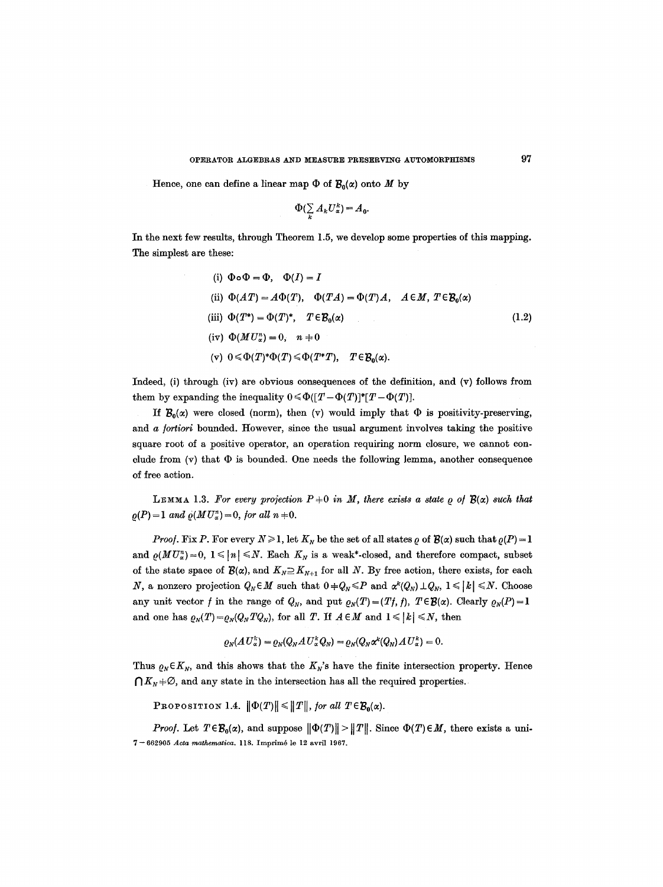Hence, one can define a linear map $\Phi$ of $\mathcal{B}_0(\alpha)$ onto $M$ by

$$\Phi(\sum_k A_k U_\alpha^k) = A_0.$$

In the next few results, through Theorem 1.5, we develop some properties of this mapping. The simplest are these:

$$\begin{aligned}
&\text{(i)} \ \Phi \circ \Phi = \Phi, \quad \Phi(I) = I \\
&\text{(ii)} \ \Phi(AT) = A\Phi(T), \quad \Phi(TA) = \Phi(T)A, \quad A \in M, \ T \in \mathcal{B}_0(\alpha) \\
&\text{(iii)} \ \Phi(T^*) = \Phi(T)^*, \quad T \in \mathcal{B}_0(\alpha) \\
&\text{(iv)} \ \Phi(MU_\alpha^n) = 0, \quad n \neq 0 \\
&\text{(v)} \ 0 \leqslant \Phi(T)^*\Phi(T) \leqslant \Phi(T^*T), \quad T \in \mathcal{B}_0(\alpha).
\end{aligned} \tag{1.2}$$

Indeed, (i) through (iv) are obvious consequences of the definition, and (v) follows from them by expanding the inequality $0 \leqslant \Phi([T - \Phi(T)]^*[T - \Phi(T)])$.

If $\mathcal{B}_0(\alpha)$ were closed (norm), then (v) would imply that $\Phi$ is positivity-preserving, and *a fortiori* bounded. However, since the usual argument involves taking the positive square root of a positive operator, an operation requiring norm closure, we cannot conclude from (v) that $\Phi$ is bounded. One needs the following lemma, another consequence of free action.

LEMMA 1.3. *For every projection $P \neq 0$ in $M$, there exists a state $\varrho$ of $\mathcal{B}(\alpha)$ such that $\varrho(P) = 1$ and $\varrho(MU_\alpha^n) = 0$, for all $n \neq 0$.*

*Proof.* Fix $P$. For every $N \geqslant 1$, let $K_N$ be the set of all states $\varrho$ of $\mathcal{B}(\alpha)$ such that $\varrho(P) = 1$ and $\varrho(MU_\alpha^n) = 0$, $1 \leqslant |n| \leqslant N$. Each $K_N$ is a weak*-closed, and therefore compact, subset of the state space of $\mathcal{B}(\alpha)$, and $K_N \supseteq K_{N+1}$ for all $N$. By free action, there exists, for each $N$, a nonzero projection $Q_N \in M$ such that $0 \neq Q_N \leqslant P$ and $\alpha^k(Q_N) \perp Q_N$, $1 \leqslant |k| \leqslant N$. Choose any unit vector $f$ in the range of $Q_N$, and put $\varrho_N(T) = (Tf, f)$, $T \in \mathcal{B}(\alpha)$. Clearly $\varrho_N(P) = 1$ and one has $\varrho_N(T) = \varrho_N(Q_N T Q_N)$, for all $T$. If $A \in M$ and $1 \leqslant |k| \leqslant N$, then

$$\varrho_N(AU_\alpha^k) = \varrho_N(Q_N A U_\alpha^k Q_N) = \varrho_N(Q_N \alpha^k(Q_N) A U_\alpha^k) = 0.$$

Thus $\varrho_N \in K_N$, and this shows that the $K_N$'s have the finite intersection property. Hence $\bigcap K_N \neq \emptyset$, and any state in the intersection has all the required properties.

PROPOSITION 1.4. $\|\Phi(T)\| \leqslant \|T\|$, *for all* $T \in \mathcal{B}_0(\alpha)$.

*Proof.* Let $T \in \mathcal{B}_0(\alpha)$, and suppose $\|\Phi(T)\| > \|T\|$. Since $\Phi(T) \in M$, there exists a uni-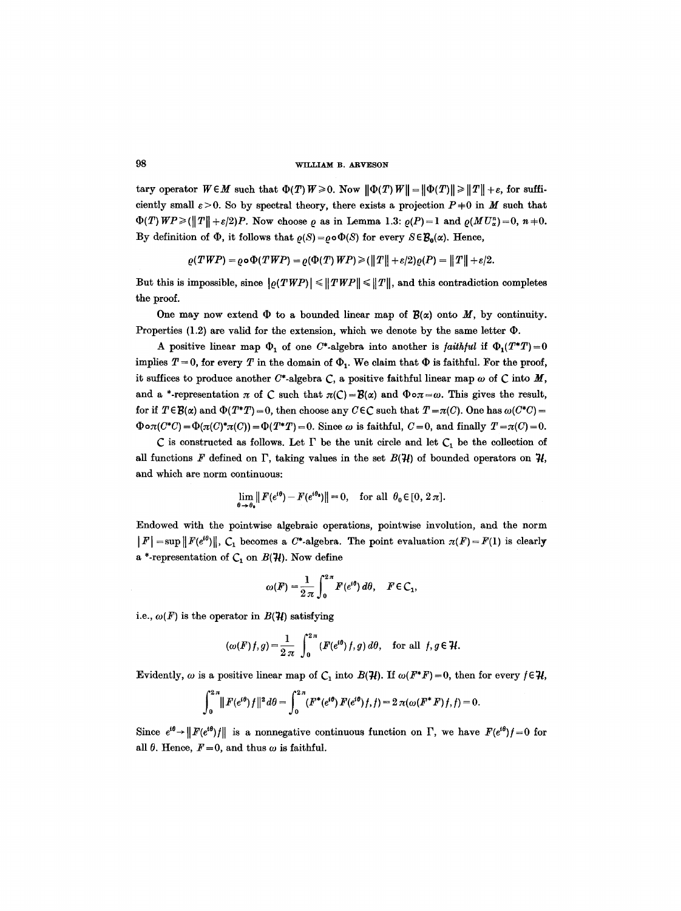tary operator $W \in M$ such that $\Phi(T) W \geqslant 0$. Now $\|\Phi(T) W\| = \|\Phi(T)\| \geqslant \|T\| + \varepsilon$, for sufficiently small $\varepsilon > 0$. So by spectral theory, there exists a projection $P \neq 0$ in $M$ such that $\Phi(T) WP \geqslant (\|T\| + \varepsilon/2)P$. Now choose $\varrho$ as in Lemma 1.3: $\varrho(P) = 1$ and $\varrho(MU_\alpha^n) = 0$, $n \neq 0$. By definition of $\Phi$, it follows that $\varrho(S) = \varrho \circ \Phi(S)$ for every $S \in \mathcal{B}_0(\alpha)$. Hence,

$$\varrho(TWP) = \varrho \circ \Phi(TWP) = \varrho(\Phi(T) WP) \geqslant (\|T\| + \varepsilon/2)\varrho(P) = \|T\| + \varepsilon/2.$$

But this is impossible, since $|\varrho(TWP)| \leqslant \|TWP\| \leqslant \|T\|$, and this contradiction completes the proof.

One may now extend $\Phi$ to a bounded linear map of $\mathcal{B}(\alpha)$ onto $M$, by continuity. Properties (1.2) are valid for the extension, which we denote by the same letter $\Phi$.

A positive linear map $\Phi_1$ of one $C^*$-algebra into another is *faithful* if $\Phi_1(T^*T) = 0$ implies $T = 0$, for every $T$ in the domain of $\Phi_1$. We claim that $\Phi$ is faithful. For the proof, it suffices to produce another $C^*$-algebra $\mathcal{C}$, a positive faithful linear map $\omega$ of $\mathcal{C}$ into $M$, and a \*-representation $\pi$ of $\mathcal{C}$ such that $\pi(\mathcal{C}) = \mathcal{B}(\alpha)$ and $\Phi \circ \pi = \omega$. This gives the result, for if $T \in \mathcal{B}(\alpha)$ and $\Phi(T^*T) = 0$, then choose any $C \in \mathcal{C}$ such that $T = \pi(C)$. One has $\omega(C^*C) = \Phi \circ \pi(C^*C) = \Phi(\pi(C)^*\pi(C)) = \Phi(T^*T) = 0$. Since $\omega$ is faithful, $C = 0$, and finally $T = \pi(C) = 0$.

$\mathcal{C}$ is constructed as follows. Let $\Gamma$ be the unit circle and let $\mathcal{C}_1$ be the collection of all functions $F$ defined on $\Gamma$, taking values in the set $B(\mathcal{H})$ of bounded operators on $\mathcal{H}$, and which are norm continuous:

$$\lim_{\theta \to \theta_0} \|F(e^{i\theta}) - F(e^{i\theta_0})\| = 0, \quad \text{for all } \theta_0 \in [0, 2\pi].$$

Endowed with the pointwise algebraic operations, pointwise involution, and the norm $|F| = \sup \|F(e^{i\theta})\|$, $\mathcal{C}_1$ becomes a $C^*$-algebra. The point evaluation $\pi(F) = F(1)$ is clearly a \*-representation of $\mathcal{C}_1$ on $B(\mathcal{H})$. Now define

$$\omega(F) = \frac{1}{2\pi} \int_0^{2\pi} F(e^{i\theta})\, d\theta, \quad F \in \mathcal{C}_1,$$

i.e., $\omega(F)$ is the operator in $B(\mathcal{H})$ satisfying

$$(\omega(F) f, g) = \frac{1}{2\pi} \int_0^{2\pi} (F(e^{i\theta}) f, g)\, d\theta, \quad \text{for all } f, g \in \mathcal{H}.$$

Evidently, $\omega$ is a positive linear map of $\mathcal{C}_1$ into $B(\mathcal{H})$. If $\omega(F^*F) = 0$, then for every $f \in \mathcal{H}$,

$$\int_0^{2\pi} \|F(e^{i\theta}) f\|^2 d\theta = \int_0^{2\pi} (F^*(e^{i\theta}) F(e^{i\theta}) f, f) = 2\pi(\omega(F^*F) f, f) = 0.$$

Since $e^{i\theta} \to \|F(e^{i\theta}) f\|$ is a nonnegative continuous function on $\Gamma$, we have $F(e^{i\theta}) f = 0$ for all $\theta$. Hence, $F = 0$, and thus $\omega$ is faithful.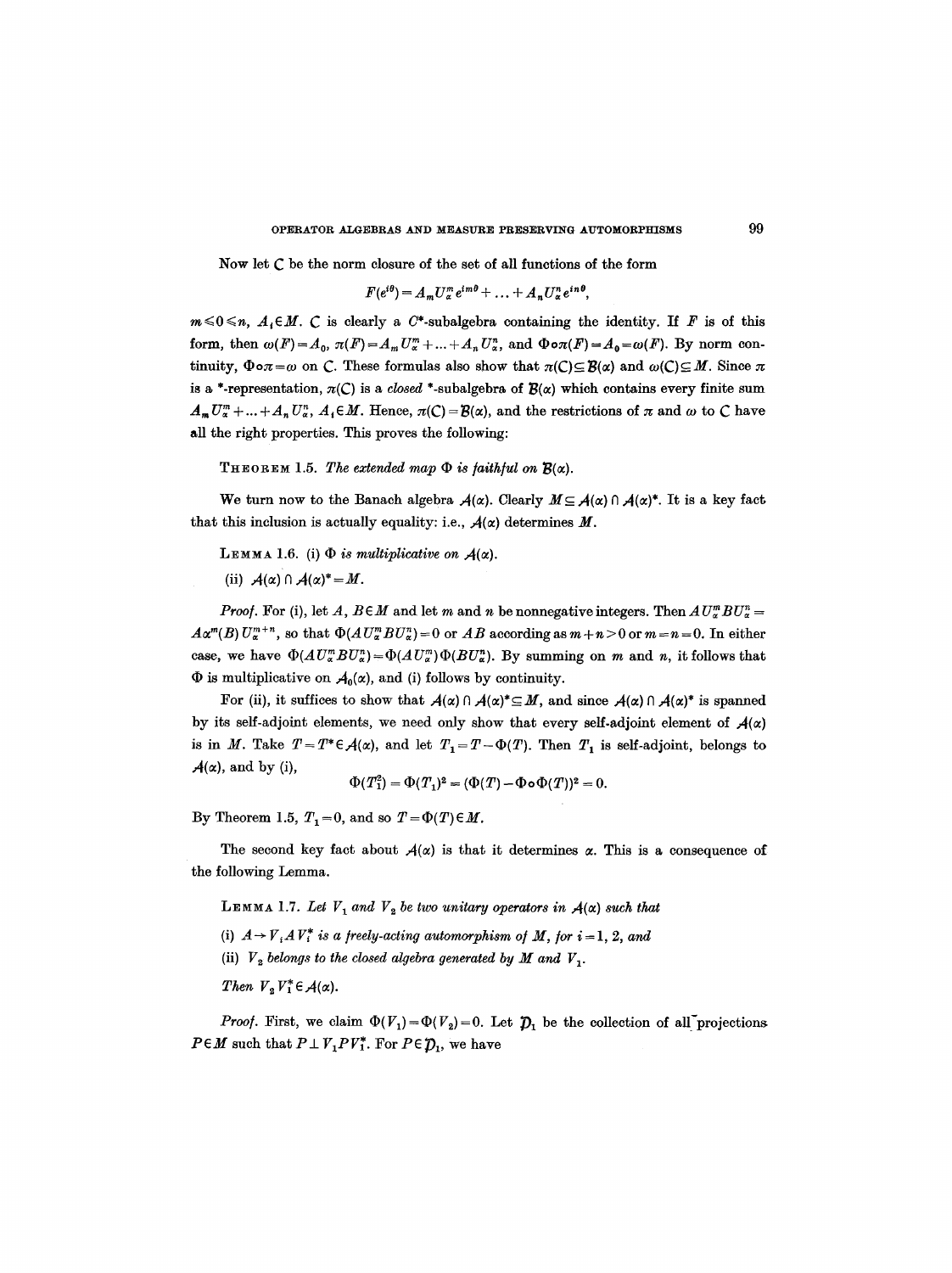Now let $\mathcal{C}$ be the norm closure of the set of all functions of the form

$$F(e^{i\theta}) = A_m U_\alpha^m e^{im\theta} + \ldots + A_n U_\alpha^n e^{in\theta},$$

$m \leqslant 0 \leqslant n$, $A_i \in M$. $\mathcal{C}$ is clearly a $C^*$-subalgebra containing the identity. If $F$ is of this form, then $\omega(F) = A_0$, $\pi(F) = A_m U_\alpha^m + \ldots + A_n U_\alpha^n$, and $\Phi \circ \pi(F) = A_0 = \omega(F)$. By norm continuity, $\Phi \circ \pi = \omega$ on $\mathcal{C}$. These formulas also show that $\pi(\mathcal{C}) \subseteq \mathcal{B}(\alpha)$ and $\omega(\mathcal{C}) \subseteq M$. Since $\pi$ is a \*-representation, $\pi(\mathcal{C})$ is a *closed* \*-subalgebra of $\mathcal{B}(\alpha)$ which contains every finite sum $A_m U_\alpha^m + \ldots + A_n U_\alpha^n$, $A_i \in M$. Hence, $\pi(\mathcal{C}) = \mathcal{B}(\alpha)$, and the restrictions of $\pi$ and $\omega$ to $\mathcal{C}$ have all the right properties. This proves the following:

THEOREM 1.5. *The extended map $\Phi$ is faithful on $\mathcal{B}(\alpha)$.*

We turn now to the Banach algebra $\mathcal{A}(\alpha)$. Clearly $M \subseteq \mathcal{A}(\alpha) \cap \mathcal{A}(\alpha)^*$. It is a key fact that this inclusion is actually equality: i.e., $\mathcal{A}(\alpha)$ determines $M$.

LEMMA 1.6. (i) *$\Phi$ is multiplicative on $\mathcal{A}(\alpha)$.*

(ii) *$\mathcal{A}(\alpha) \cap \mathcal{A}(\alpha)^* = M$.*

*Proof.* For (i), let $A, B \in M$ and let $m$ and $n$ be nonnegative integers. Then $A U_\alpha^m B U_\alpha^n = A\alpha^m(B) U_\alpha^{m+n}$, so that $\Phi(A U_\alpha^m B U_\alpha^n) = 0$ or $AB$ according as $m+n > 0$ or $m = n = 0$. In either case, we have $\Phi(A U_\alpha^m B U_\alpha^n) = \Phi(A U_\alpha^m)\Phi(B U_\alpha^n)$. By summing on $m$ and $n$, it follows that $\Phi$ is multiplicative on $\mathcal{A}_0(\alpha)$, and (i) follows by continuity.

For (ii), it suffices to show that $\mathcal{A}(\alpha) \cap \mathcal{A}(\alpha)^* \subseteq M$, and since $\mathcal{A}(\alpha) \cap \mathcal{A}(\alpha)^*$ is spanned by its self-adjoint elements, we need only show that every self-adjoint element of $\mathcal{A}(\alpha)$ is in $M$. Take $T = T^* \in \mathcal{A}(\alpha)$, and let $T_1 = T - \Phi(T)$. Then $T_1$ is self-adjoint, belongs to $\mathcal{A}(\alpha)$, and by (i),

$$\Phi(T_1^2) = \Phi(T_1)^2 = (\Phi(T) - \Phi \circ \Phi(T))^2 = 0.$$

By Theorem 1.5, $T_1 = 0$, and so $T = \Phi(T) \in M$.

The second key fact about $\mathcal{A}(\alpha)$ is that it determines $\alpha$. This is a consequence of the following Lemma.

LEMMA 1.7. *Let $V_1$ and $V_2$ be two unitary operators in $\mathcal{A}(\alpha)$ such that*

(i) *$A \to V_i A V_i^*$ is a freely-acting automorphism of $M$, for $i = 1, 2$, and*

(ii) *$V_2$ belongs to the closed algebra generated by $M$ and $V_1$.*

*Then $V_2 V_1^* \in \mathcal{A}(\alpha)$.*

*Proof.* First, we claim $\Phi(V_1) = \Phi(V_2) = 0$. Let $\mathcal{P}_1$ be the collection of all projections $P \in M$ such that $P \perp V_1 P V_1^*$. For $P \in \mathcal{P}_1$, we have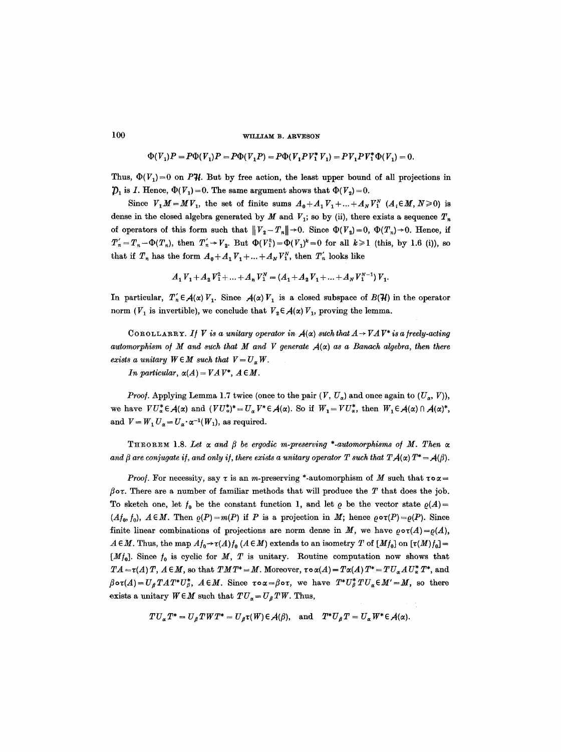$$\Phi(V_1)P = P\Phi(V_1)P = P\Phi(V_1P) = P\Phi(V_1PV_1^*V_1) = PV_1PV_1^*\Phi(V_1) = 0.$$

Thus, $\Phi(V_1)=0$ on $P\mathcal{H}$. But by free action, the least upper bound of all projections in $\mathcal{P}_1$ is $I$. Hence, $\Phi(V_1)=0$. The same argument shows that $\Phi(V_2)=0$.

Since $V_1M = MV_1$, the set of finite sums $A_0 + A_1V_1 + \dots + A_NV_1^N$ ($A_i \in M$, $N \geq 0$) is dense in the closed algebra generated by $M$ and $V_1$; so by (ii), there exists a sequence $T_n$ of operators of this form such that $\|V_2 - T_n\| \to 0$. Since $\Phi(V_2)=0$, $\Phi(T_n)\to 0$. Hence, if $T_n' = T_n - \Phi(T_n)$, then $T_n' \to V_2$. But $\Phi(V_1^k) = \Phi(V_1)^k = 0$ for all $k \geq 1$ (this, by 1.6 (i)), so that if $T_n$ has the form $A_0 + A_1V_1 + \dots + A_NV_1^N$, then $T_n'$ looks like

$$A_1V_1 + A_2V_1^2 + \dots + A_nV_1^N = (A_1 + A_2V_1 + \dots + A_NV_1^{N-1})V_1.$$

In particular, $T_n' \in \mathcal{A}(\alpha)V_1$. Since $\mathcal{A}(\alpha)V_1$ is a closed subspace of $B(\mathcal{H})$ in the operator norm ($V_1$ is invertible), we conclude that $V_2 \in \mathcal{A}(\alpha)V_1$, proving the lemma.

Corollary. *If $V$ is a unitary operator in $\mathcal{A}(\alpha)$ such that $A \to VAV^*$ is a freely-acting automorphism of $M$ and such that $M$ and $V$ generate $\mathcal{A}(\alpha)$ as a Banach algebra, then there exists a unitary $W \in M$ such that $V = U_\alpha W$.*

*In particular, $\alpha(A) = VAV^*$, $A \in M$.*

*Proof.* Applying Lemma 1.7 twice (once to the pair $(V, U_\alpha)$ and once again to $(U_\alpha, V)$), we have $VU_\alpha^* \in \mathcal{A}(\alpha)$ and $(VU_\alpha^*)^* = U_\alpha V^* \in \mathcal{A}(\alpha)$. So if $W_1 = VU_\alpha^*$, then $W_1 \in \mathcal{A}(\alpha) \cap \mathcal{A}(\alpha)^*$, and $V = W_1U_\alpha = U_\alpha \cdot \alpha^{-1}(W_1)$, as required.

Theorem 1.8. *Let $\alpha$ and $\beta$ be ergodic $m$-preserving $*$-automorphisms of $M$. Then $\alpha$ and $\beta$ are conjugate if, and only if, there exists a unitary operator $T$ such that $T\mathcal{A}(\alpha)T^* = \mathcal{A}(\beta)$.*

*Proof.* For necessity, say $\tau$ is an $m$-preserving $*$-automorphism of $M$ such that $\tau\circ\alpha = \beta\circ\tau$. There are a number of familiar methods that will produce the $T$ that does the job. To sketch one, let $f_0$ be the constant function 1, and let $\varrho$ be the vector state $\varrho(A) = (Af_0, f_0)$, $A \in M$. Then $\varrho(P) = m(P)$ if $P$ is a projection in $M$; hence $\varrho\circ\tau(P) = \varrho(P)$. Since finite linear combinations of projections are norm dense in $M$, we have $\varrho\circ\tau(A) = \varrho(A)$, $A \in M$. Thus, the map $Af_0 \to \tau(A)f_0$ ($A \in M$) extends to an isometry $T$ of $[Mf_0]$ on $[\tau(M)f_0] = [Mf_0]$. Since $f_0$ is cyclic for $M$, $T$ is unitary. Routine computation now shows that $TA = \tau(A)T$, $A \in M$, so that $TMT^* = M$. Moreover, $\tau\circ\alpha(A) = T\alpha(A)T^* = TU_\alpha AU_\alpha^*T^*$, and $\beta\circ\tau(A) = U_\beta TAT^*U_\beta^*$, $A \in M$. Since $\tau\circ\alpha = \beta\circ\tau$, we have $T^*U_\beta^*TU_\alpha \in M' = M$, so there exists a unitary $W \in M$ such that $TU_\alpha = U_\beta TW$. Thus,

$$TU_\alpha T^* = U_\beta TWT^* = U_\beta\tau(W) \in \mathcal{A}(\beta), \quad \text{and} \quad T^*U_\beta T = U_\alpha W^* \in \mathcal{A}(\alpha).$$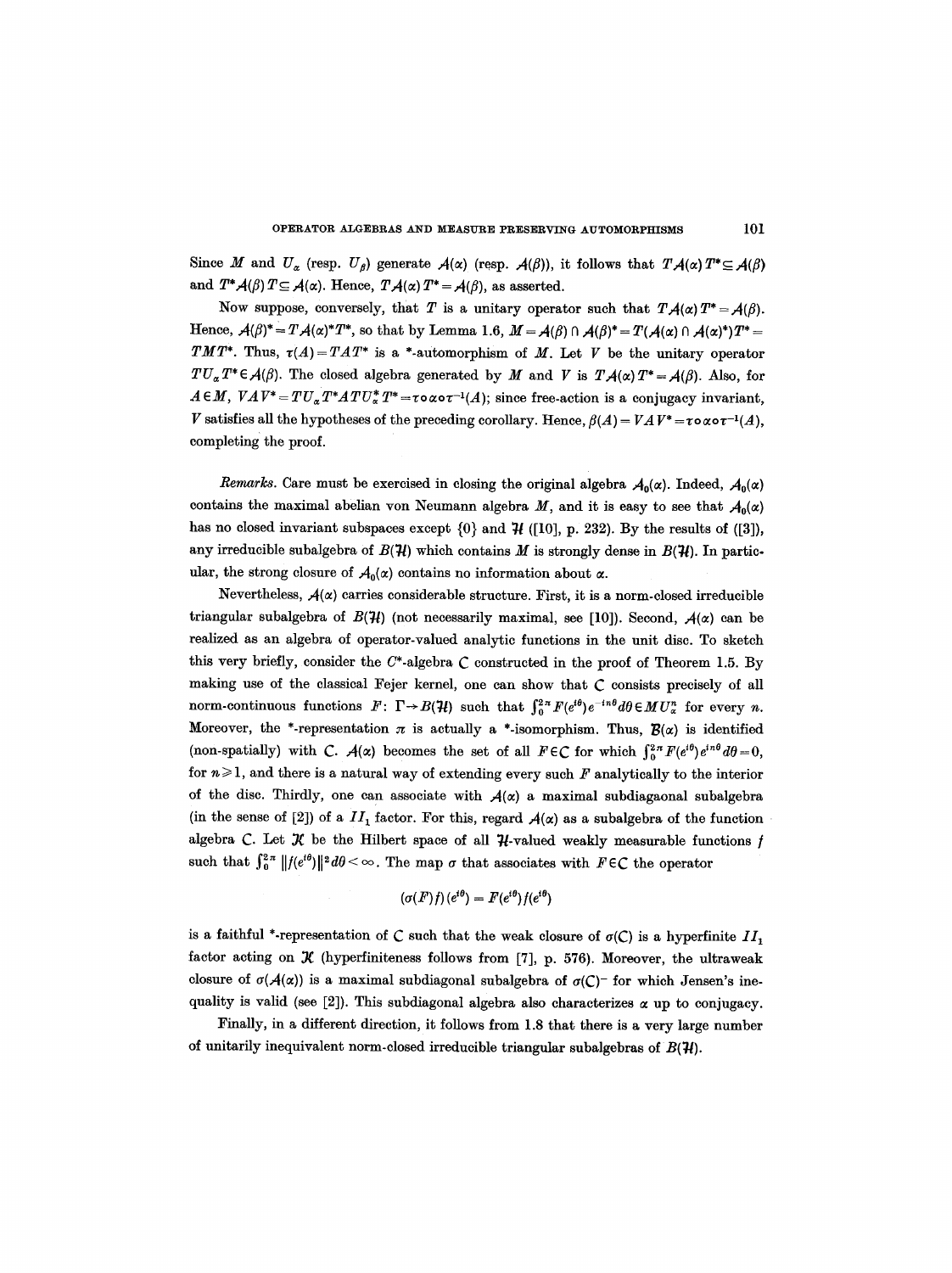Since $M$ and $U_\alpha$ (resp. $U_\beta$) generate $\mathcal{A}(\alpha)$ (resp. $\mathcal{A}(\beta)$), it follows that $T\mathcal{A}(\alpha)T^* \subseteq \mathcal{A}(\beta)$ and $T^*\mathcal{A}(\beta)T \subseteq \mathcal{A}(\alpha)$. Hence, $T\mathcal{A}(\alpha)T^* = \mathcal{A}(\beta)$, as asserted.

Now suppose, conversely, that $T$ is a unitary operator such that $T\mathcal{A}(\alpha)T^* = \mathcal{A}(\beta)$. Hence, $\mathcal{A}(\beta)^* = T\mathcal{A}(\alpha)^*T^*$, so that by Lemma 1.6, $M = \mathcal{A}(\beta) \cap \mathcal{A}(\beta)^* = T(\mathcal{A}(\alpha) \cap \mathcal{A}(\alpha)^*)T^* = TMT^*$. Thus, $\tau(A) = TAT^*$ is a \*-automorphism of $M$. Let $V$ be the unitary operator $TU_\alpha T^* \in \mathcal{A}(\beta)$. The closed algebra generated by $M$ and $V$ is $T\mathcal{A}(\alpha)T^* = \mathcal{A}(\beta)$. Also, for $A \in M$, $VAV^* = TU_\alpha T^*ATU_\alpha^* T^* = \tau \circ \alpha \circ \tau^{-1}(A)$; since free-action is a conjugacy invariant, $V$ satisfies all the hypotheses of the preceding corollary. Hence, $\beta(A) = VAV^* = \tau \circ \alpha \circ \tau^{-1}(A)$, completing the proof.

*Remarks.* Care must be exercised in closing the original algebra $\mathcal{A}_0(\alpha)$. Indeed, $\mathcal{A}_0(\alpha)$ contains the maximal abelian von Neumann algebra $M$, and it is easy to see that $\mathcal{A}_0(\alpha)$ has no closed invariant subspaces except $\{0\}$ and $\mathcal{H}$ ([10], p. 232). By the results of ([3]), any irreducible subalgebra of $B(\mathcal{H})$ which contains $M$ is strongly dense in $B(\mathcal{H})$. In particular, the strong closure of $\mathcal{A}_0(\alpha)$ contains no information about $\alpha$.

Nevertheless, $\mathcal{A}(\alpha)$ carries considerable structure. First, it is a norm-closed irreducible triangular subalgebra of $B(\mathcal{H})$ (not necessarily maximal, see [10]). Second, $\mathcal{A}(\alpha)$ can be realized as an algebra of operator-valued analytic functions in the unit disc. To sketch this very briefly, consider the $C^*$-algebra $\mathcal{C}$ constructed in the proof of Theorem 1.5. By making use of the classical Fejer kernel, one can show that $\mathcal{C}$ consists precisely of all norm-continuous functions $F: \Gamma \to B(\mathcal{H})$ such that $\int_0^{2\pi} F(e^{i\theta})e^{-in\theta}d\theta \in MU_\alpha^n$ for every $n$. Moreover, the \*-representation $\pi$ is actually a \*-isomorphism. Thus, $\mathcal{B}(\alpha)$ is identified (non-spatially) with $\mathcal{C}$. $\mathcal{A}(\alpha)$ becomes the set of all $F \in \mathcal{C}$ for which $\int_0^{2\pi} F(e^{i\theta})e^{in\theta}d\theta = 0$, for $n \geq 1$, and there is a natural way of extending every such $F$ analytically to the interior of the disc. Thirdly, one can associate with $\mathcal{A}(\alpha)$ a maximal subdiagaonal subalgebra (in the sense of [2]) of a $II_1$ factor. For this, regard $\mathcal{A}(\alpha)$ as a subalgebra of the function algebra $\mathcal{C}$. Let $\mathcal{K}$ be the Hilbert space of all $\mathcal{H}$-valued weakly measurable functions $f$ such that $\int_0^{2\pi} \|f(e^{i\theta})\|^2 d\theta < \infty$. The map $\sigma$ that associates with $F \in \mathcal{C}$ the operator

$$(\sigma(F)f)(e^{i\theta}) = F(e^{i\theta})f(e^{i\theta})$$

is a faithful \*-representation of $\mathcal{C}$ such that the weak closure of $\sigma(\mathcal{C})$ is a hyperfinite $II_1$ factor acting on $\mathcal{K}$ (hyperfiniteness follows from [7], p. 576). Moreover, the ultraweak closure of $\sigma(\mathcal{A}(\alpha))$ is a maximal subdiagonal subalgebra of $\sigma(\mathcal{C})^-$ for which Jensen's inequality is valid (see [2]). This subdiagonal algebra also characterizes $\alpha$ up to conjugacy.

Finally, in a different direction, it follows from 1.8 that there is a very large number of unitarily inequivalent norm-closed irreducible triangular subalgebras of $B(\mathcal{H})$.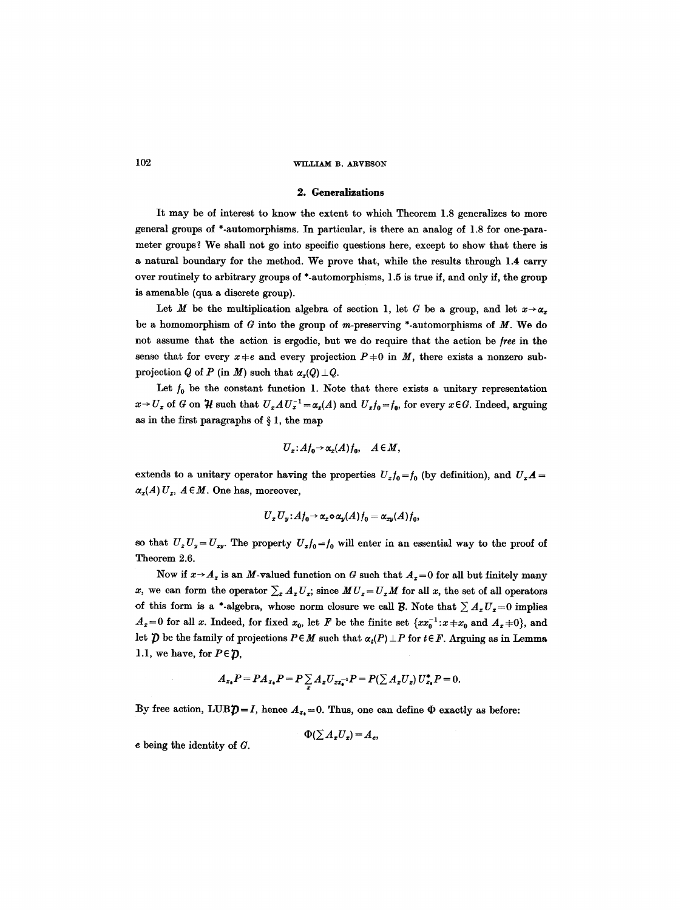## 2. Generalizations

It may be of interest to know the extent to which Theorem 1.8 generalizes to more general groups of \*-automorphisms. In particular, is there an analog of 1.8 for one-parameter groups? We shall not go into specific questions here, except to show that there is a natural boundary for the method. We prove that, while the results through 1.4 carry over routinely to arbitrary groups of \*-automorphisms, 1.5 is true if, and only if, the group is amenable (qua a discrete group).

Let $M$ be the multiplication algebra of section 1, let $G$ be a group, and let $x \to \alpha_x$ be a homomorphism of $G$ into the group of $m$-preserving \*-automorphisms of $M$. We do not assume that the action is ergodic, but we do require that the action be *free* in the sense that for every $x \neq e$ and every projection $P \neq 0$ in $M$, there exists a nonzero subprojection $Q$ of $P$ (in $M$) such that $\alpha_x(Q) \perp Q$.

Let $f_0$ be the constant function 1. Note that there exists a unitary representation $x \to U_x$ of $G$ on $\mathcal{H}$ such that $U_x A U_x^{-1} = \alpha_x(A)$ and $U_x f_0 = f_0$, for every $x \in G$. Indeed, arguing as in the first paragraphs of § 1, the map

$$U_x : Af_0 \to \alpha_x(A) f_0, \quad A \in M,$$

extends to a unitary operator having the properties $U_x f_0 = f_0$ (by definition), and $U_x A = \alpha_x(A) U_x$, $A \in M$. One has, moreover,

$$U_x U_y : Af_0 \to \alpha_x \circ \alpha_y(A) f_0 = \alpha_{xy}(A) f_0,$$

so that $U_x U_y = U_{xy}$. The property $U_x f_0 = f_0$ will enter in an essential way to the proof of Theorem 2.6.

Now if $x \to A_x$ is an $M$-valued function on $G$ such that $A_x = 0$ for all but finitely many $x$, we can form the operator $\sum_x A_x U_x$; since $MU_x = U_x M$ for all $x$, the set of all operators of this form is a \*-algebra, whose norm closure we call $\mathcal{B}$. Note that $\sum A_x U_x = 0$ implies $A_x = 0$ for all $x$. Indeed, for fixed $x_0$, let $F$ be the finite set $\{xx_0^{-1} : x \neq x_0 \text{ and } A_x \neq 0\}$, and let $\mathcal{D}$ be the family of projections $P \in M$ such that $\alpha_t(P) \perp P$ for $t \in F$. Arguing as in Lemma 1.1, we have, for $P \in \mathcal{D}$,

$$A_{x_0} P = P A_{x_0} P = P \sum_x A_x U_{xx_0^{-1}} P = P \left(\sum A_x U_x\right) U_{x_0}^* P = 0.$$

By free action, $\text{LUB}\,\mathcal{D} = I$, hence $A_{x_0} = 0$. Thus, one can define $\Phi$ exactly as before:

$$\Phi\left(\sum A_x U_x\right) = A_e,$$

$e$ being the identity of $G$.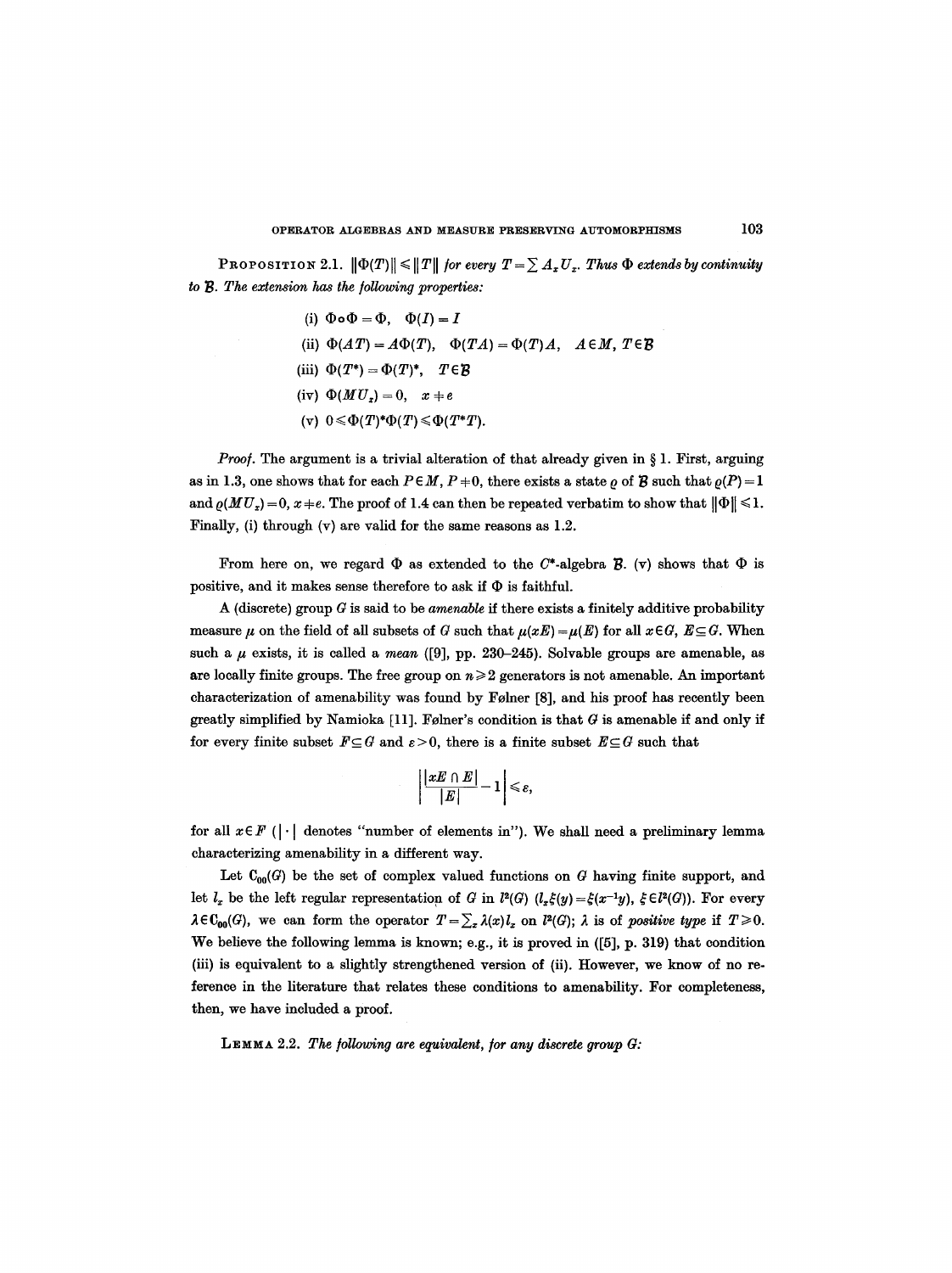**Proposition 2.1.** $\|\Phi(T)\| \leqslant \|T\|$ *for every* $T = \sum A_x U_x$. *Thus* $\Phi$ *extends by continuity to* $\mathcal{B}$. *The extension has the following properties:*

(i) $\Phi \circ \Phi = \Phi, \quad \Phi(I) = I$

(ii) $\Phi(AT) = A\Phi(T), \quad \Phi(TA) = \Phi(T)A, \quad A \in M, \ T \in \mathcal{B}$

(iii) $\Phi(T^*) = \Phi(T)^*, \quad T \in \mathcal{B}$

(iv) $\Phi(MU_x) = 0, \quad x \neq e$

(v) $0 \leqslant \Phi(T)^* \Phi(T) \leqslant \Phi(T^*T)$.

*Proof.* The argument is a trivial alteration of that already given in § 1. First, arguing as in 1.3, one shows that for each $P \in M$, $P \neq 0$, there exists a state $\varrho$ of $\mathcal{B}$ such that $\varrho(P) = 1$ and $\varrho(MU_x) = 0$, $x \neq e$. The proof of 1.4 can then be repeated verbatim to show that $\|\Phi\| \leqslant 1$. Finally, (i) through (v) are valid for the same reasons as 1.2.

From here on, we regard $\Phi$ as extended to the $C^*$-algebra $\mathcal{B}$. (v) shows that $\Phi$ is positive, and it makes sense therefore to ask if $\Phi$ is faithful.

A (discrete) group $G$ is said to be *amenable* if there exists a finitely additive probability measure $\mu$ on the field of all subsets of $G$ such that $\mu(xE) = \mu(E)$ for all $x \in G$, $E \subseteq G$. When such a $\mu$ exists, it is called a *mean* ([9], pp. 230–245). Solvable groups are amenable, as are locally finite groups. The free group on $n \geqslant 2$ generators is not amenable. An important characterization of amenability was found by Følner [8], and his proof has recently been greatly simplified by Namioka [11]. Følner's condition is that $G$ is amenable if and only if for every finite subset $F \subseteq G$ and $\varepsilon > 0$, there is a finite subset $E \subseteq G$ such that

$$\left| \frac{|xE \cap E|}{|E|} - 1 \right| \leqslant \varepsilon,$$

for all $x \in F$ ($|\cdot|$ denotes "number of elements in"). We shall need a preliminary lemma characterizing amenability in a different way.

Let $\mathbf{C}_{00}(G)$ be the set of complex valued functions on $G$ having finite support, and let $l_x$ be the left regular representation of $G$ in $l^2(G)$ ($l_x \xi(y) = \xi(x^{-1}y)$, $\xi \in l^2(G)$). For every $\lambda \in \mathbf{C}_{00}(G)$, we can form the operator $T = \sum_x \lambda(x) l_x$ on $l^2(G)$; $\lambda$ is of *positive type* if $T \geqslant 0$. We believe the following lemma is known; e.g., it is proved in ([5], p. 319) that condition (iii) is equivalent to a slightly strengthened version of (ii). However, we know of no reference in the literature that relates these conditions to amenability. For completeness, then, we have included a proof.

**Lemma 2.2.** *The following are equivalent, for any discrete group G:*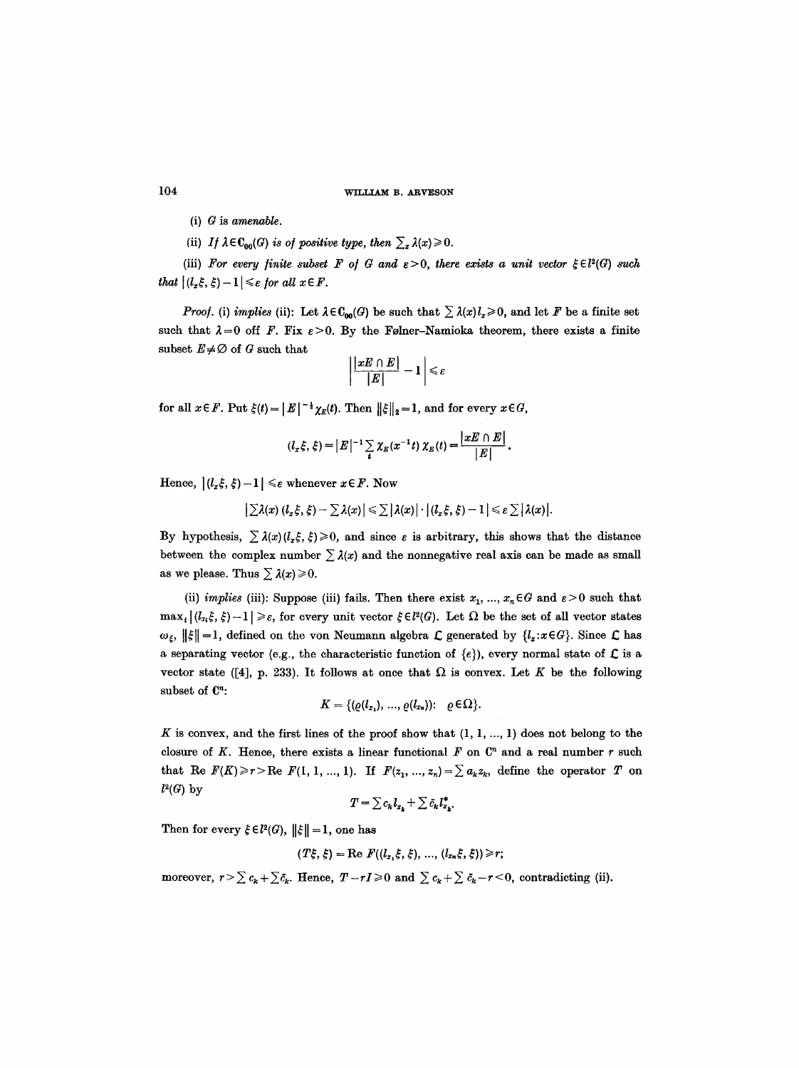(i) *$G$ is amenable.*

(ii) *If $\lambda \in \mathbf{C}_{00}(G)$ is of positive type, then $\sum_x \lambda(x) \geqslant 0$.*

(iii) *For every finite subset $F$ of $G$ and $\varepsilon > 0$, there exists a unit vector $\xi \in l^2(G)$ such that $|(l_x \xi, \xi) - 1| \leqslant \varepsilon$ for all $x \in F$.*

*Proof.* (i) *implies* (ii): Let $\lambda \in \mathbf{C}_{00}(G)$ be such that $\sum \lambda(x) l_x \geqslant 0$, and let $F$ be a finite set such that $\lambda = 0$ off $F$. Fix $\varepsilon > 0$. By the Følner–Namioka theorem, there exists a finite subset $E \neq \varnothing$ of $G$ such that

$$\left| \frac{|xE \cap E|}{|E|} - 1 \right| \leqslant \varepsilon$$

for all $x \in F$. Put $\xi(t) = |E|^{-\frac{1}{2}} \chi_E(t)$. Then $\|\xi\|_2 = 1$, and for every $x \in G$,

$$(l_x \xi, \xi) = |E|^{-1} \sum_t \chi_E(x^{-1}t)\, \chi_E(t) = \frac{|xE \cap E|}{|E|}.$$

Hence, $|(l_x \xi, \xi) - 1| \leqslant \varepsilon$ whenever $x \in F$. Now

$$\left|\sum \lambda(x)\,(l_x \xi, \xi) - \sum \lambda(x)\right| \leqslant \sum |\lambda(x)| \cdot |(l_x \xi, \xi) - 1| \leqslant \varepsilon \sum |\lambda(x)|.$$

By hypothesis, $\sum \lambda(x)(l_x \xi, \xi) \geqslant 0$, and since $\varepsilon$ is arbitrary, this shows that the distance between the complex number $\sum \lambda(x)$ and the nonnegative real axis can be made as small as we please. Thus $\sum \lambda(x) \geqslant 0$.

(ii) *implies* (iii): Suppose (iii) fails. Then there exist $x_1, \ldots, x_n \in G$ and $\varepsilon > 0$ such that $\max_i |(l_{x_i} \xi, \xi) - 1| \geqslant \varepsilon$, for every unit vector $\xi \in l^2(G)$. Let $\Omega$ be the set of all vector states $\omega_\xi$, $\|\xi\| = 1$, defined on the von Neumann algebra $\mathcal{L}$ generated by $\{l_x : x \in G\}$. Since $\mathcal{L}$ has a separating vector (e.g., the characteristic function of $\{e\}$), every normal state of $\mathcal{L}$ is a vector state ([4], p. 233). It follows at once that $\Omega$ is convex. Let $K$ be the following subset of $\mathbf{C}^n$:

$$K = \{(\varrho(l_{x_1}), \ldots, \varrho(l_{x_n})) : \ \varrho \in \Omega\}.$$

$K$ is convex, and the first lines of the proof show that $(1, 1, \ldots, 1)$ does not belong to the closure of $K$. Hence, there exists a linear functional $F$ on $\mathbf{C}^n$ and a real number $r$ such that $\operatorname{Re} F(K) \geqslant r > \operatorname{Re} F(1, 1, \ldots, 1)$. If $F(z_1, \ldots, z_n) = \sum a_k z_k$, define the operator $T$ on $l^2(G)$ by

$$T = \sum c_k l_{x_k} + \sum \bar{c}_k l_{x_k}^*.$$

Then for every $\xi \in l^2(G)$, $\|\xi\| = 1$, one has

$$(T\xi, \xi) = \operatorname{Re} F((l_{x_1}\xi, \xi), \ldots, (l_{x_n}\xi, \xi)) \geqslant r;$$

moreover, $r > \sum c_k + \sum \bar{c}_k$. Hence, $T - rI \geqslant 0$ and $\sum c_k + \sum \bar{c}_k - r < 0$, contradicting (ii).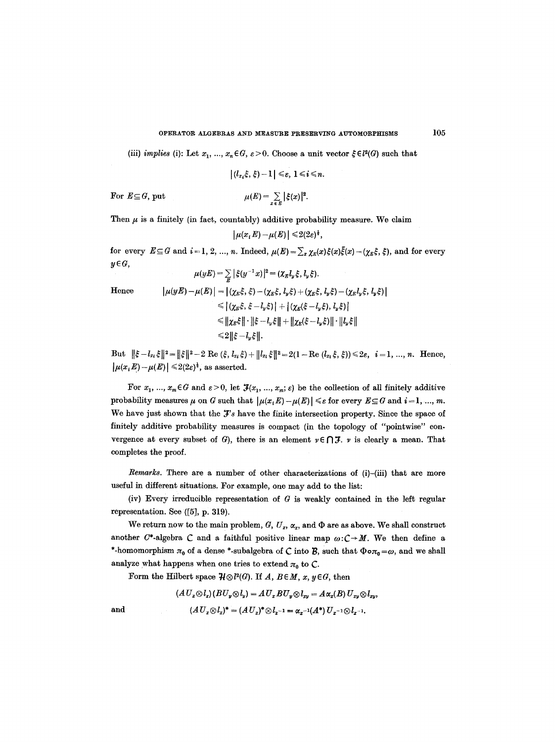(iii) *implies* (i): Let $x_1, \ldots, x_n \in G$, $\varepsilon > 0$. Choose a unit vector $\xi \in l^2(G)$ such that

$$|(l_{x_i}\xi, \xi) - 1| \leqslant \varepsilon, \; 1 \leqslant i \leqslant n.$$

For $E \subseteq G$, put

$$\mu(E) = \sum_{x \in E} |\xi(x)|^2.$$

Then $\mu$ is a finitely (in fact, countably) additive probability measure. We claim

$$|\mu(x_i E) - \mu(E)| \leqslant 2(2\varepsilon)^{\frac{1}{2}},$$

for every $E \subseteq G$ and $i = 1, 2, \ldots, n$. Indeed, $\mu(E) = \sum_x \chi_E(x)\xi(x)\bar{\xi}(x) = (\chi_E \xi, \xi)$, and for every $y \in G$,

$$\mu(yE) = \sum_E |\xi(y^{-1}x)|^2 = (\chi_E l_y \xi, l_y \xi).$$

Hence

$$\begin{aligned}
|\mu(yE) - \mu(E)| &= |(\chi_E \xi, \xi) - (\chi_E \xi, l_y \xi) + (\chi_E \xi, l_y \xi) - (\chi_E l_y \xi, l_y \xi)| \\
&\leqslant |(\chi_E \xi, \xi - l_y \xi)| + |(\chi_E(\xi - l_y \xi), l_y \xi)| \\
&\leqslant \|\chi_E \xi\| \cdot \|\xi - l_y \xi\| + \|\chi_E(\xi - l_y \xi)\| \cdot \|l_y \xi\| \\
&\leqslant 2\|\xi - l_y \xi\|.
\end{aligned}$$

But $\|\xi - l_{x_i}\xi\|^2 = \|\xi\|^2 - 2\,\mathrm{Re}\,(\xi, l_{x_i}\xi) + \|l_{x_i}\xi\|^2 = 2(1 - \mathrm{Re}\,(l_{x_i}\xi, \xi)) \leqslant 2\varepsilon$, $i = 1, \ldots, n$. Hence, $|\mu(x_i E) - \mu(E)| \leqslant 2(2\varepsilon)^{\frac{1}{2}}$, as asserted.

For $x_1, \ldots, x_m \in G$ and $\varepsilon > 0$, let $\mathcal{F}(x_1, \ldots, x_m; \varepsilon)$ be the collection of all finitely additive probability measures $\mu$ on $G$ such that $|\mu(x_i E) - \mu(E)| \leqslant \varepsilon$ for every $E \subseteq G$ and $i = 1, \ldots, m$. We have just shown that the $\mathcal{F}$'s have the finite intersection property. Since the space of finitely additive probability measures is compact (in the topology of "pointwise" convergence at every subset of $G$), there is an element $\nu \in \bigcap \mathcal{F}$. $\nu$ is clearly a mean. That completes the proof.

*Remarks.* There are a number of other characterizations of (i)–(iii) that are more useful in different situations. For example, one may add to the list:

(iv) Every irreducible representation of $G$ is weakly contained in the left regular representation. See ([5], p. 319).

We return now to the main problem, $G$, $U_x$, $\alpha_x$, and $\Phi$ are as above. We shall construct another $C^*$-algebra $\mathcal{C}$ and a faithful positive linear map $\omega: \mathcal{C} \to \mathcal{M}$. We then define a \*-homomorphism $\pi_0$ of a dense \*-subalgebra of $\mathcal{C}$ into $\mathcal{B}$, such that $\Phi \circ \pi_0 = \omega$, and we shall analyze what happens when one tries to extend $\pi_0$ to $\mathcal{C}$.

Form the Hilbert space $\mathcal{H} \otimes l^2(G)$. If $A, B \in \mathcal{M}$, $x, y \in G$, then

$$(AU_x \otimes l_x)(BU_y \otimes l_y) = AU_x BU_y \otimes l_{xy} = A\alpha_x(B)U_{xy} \otimes l_{xy},$$

and

$$(AU_x \otimes l_x)^* = (AU_x)^* \otimes l_{x^{-1}} = \alpha_{x^{-1}}(A^*)U_{x^{-1}} \otimes l_{x^{-1}}.$$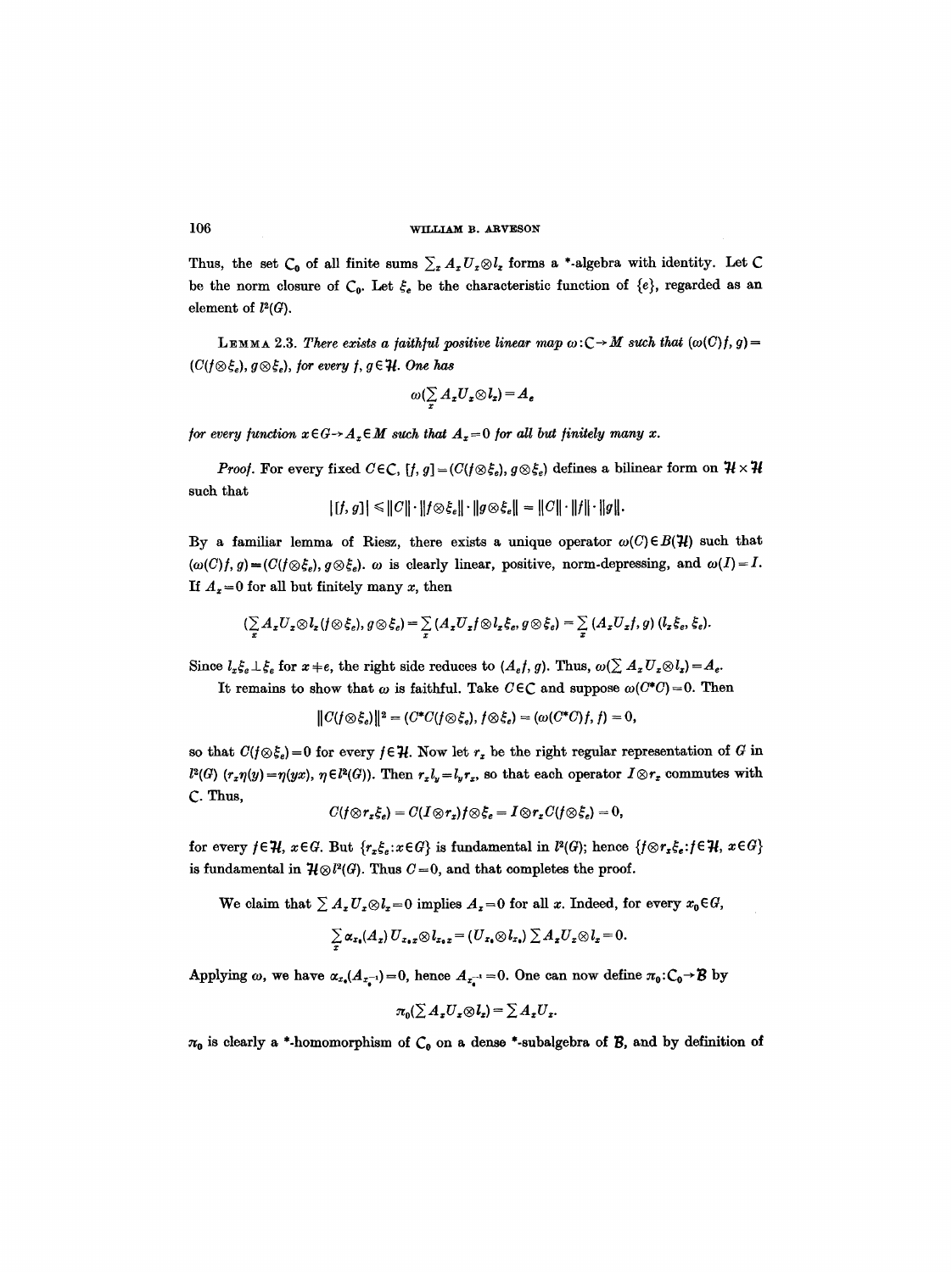Thus, the set $\mathcal{C}_0$ of all finite sums $\sum_x A_x U_x \otimes l_x$ forms a \*-algebra with identity. Let $\mathcal{C}$ be the norm closure of $\mathcal{C}_0$. Let $\xi_e$ be the characteristic function of $\{e\}$, regarded as an element of $l^2(G)$.

**Lemma 2.3.** *There exists a faithful positive linear map $\omega: \mathcal{C} \to M$ such that $(\omega(C)f, g) = (C(f \otimes \xi_e), g \otimes \xi_e)$, for every $f, g \in \mathcal{H}$. One has*

$$\omega(\sum_x A_x U_x \otimes l_x) = A_e$$

*for every function $x \in G \to A_x \in M$ such that $A_x = 0$ for all but finitely many $x$.*

*Proof.* For every fixed $C \in \mathcal{C}$, $[f, g] = (C(f \otimes \xi_e), g \otimes \xi_e)$ defines a bilinear form on $\mathcal{H} \times \mathcal{H}$ such that

$$|[f, g]| \leqslant \|C\| \cdot \|f \otimes \xi_e\| \cdot \|g \otimes \xi_e\| = \|C\| \cdot \|f\| \cdot \|g\|.$$

By a familiar lemma of Riesz, there exists a unique operator $\omega(C) \in B(\mathcal{H})$ such that $(\omega(C)f, g) = (C(f \otimes \xi_e), g \otimes \xi_e)$. $\omega$ is clearly linear, positive, norm-depressing, and $\omega(I) = I$. If $A_x = 0$ for all but finitely many $x$, then

$$(\sum_x A_x U_x \otimes l_x (f \otimes \xi_e), g \otimes \xi_e) = \sum_x (A_x U_x f \otimes l_x \xi_e, g \otimes \xi_e) = \sum_x (A_x U_x f, g)\,(l_x \xi_e, \xi_e).$$

Since $l_x \xi_e \perp \xi_e$ for $x \neq e$, the right side reduces to $(A_e f, g)$. Thus, $\omega(\sum A_x U_x \otimes l_x) = A_e$.

It remains to show that $\omega$ is faithful. Take $C \in \mathcal{C}$ and suppose $\omega(C^*C) = 0$. Then

$$\|C(f \otimes \xi_e)\|^2 = (C^*C(f \otimes \xi_e), f \otimes \xi_e) = (\omega(C^*C)f, f) = 0,$$

so that $C(f \otimes \xi_e) = 0$ for every $f \in \mathcal{H}$. Now let $r_x$ be the right regular representation of $G$ in $l^2(G)$ ($r_x \eta(y) = \eta(yx)$, $\eta \in l^2(G)$). Then $r_x l_y = l_y r_x$, so that each operator $I \otimes r_x$ commutes with $\mathcal{C}$. Thus,

$$C(f \otimes r_x \xi_e) = C(I \otimes r_x) f \otimes \xi_e = I \otimes r_x C(f \otimes \xi_e) = 0,$$

for every $f \in \mathcal{H}$, $x \in G$. But $\{r_x \xi_e : x \in G\}$ is fundamental in $l^2(G)$; hence $\{f \otimes r_x \xi_e : f \in \mathcal{H}, x \in G\}$ is fundamental in $\mathcal{H} \otimes l^2(G)$. Thus $C = 0$, and that completes the proof.

We claim that $\sum A_x U_x \otimes l_x = 0$ implies $A_x = 0$ for all $x$. Indeed, for every $x_0 \in G$,

$$\sum_x \alpha_{x_0}(A_x) U_{x_0 x} \otimes l_{x_0 x} = (U_{x_0} \otimes l_{x_0}) \sum A_x U_x \otimes l_x = 0.$$

Applying $\omega$, we have $\alpha_{x_0}(A_{x_0^{-1}}) = 0$, hence $A_{x_0^{-1}} = 0$. One can now define $\pi_0 : \mathcal{C}_0 \to \mathcal{B}$ by

$$\pi_0(\sum A_x U_x \otimes l_x) = \sum A_x U_x.$$

$\pi_0$ is clearly a \*-homomorphism of $\mathcal{C}_0$ on a dense \*-subalgebra of $\mathcal{B}$, and by definition of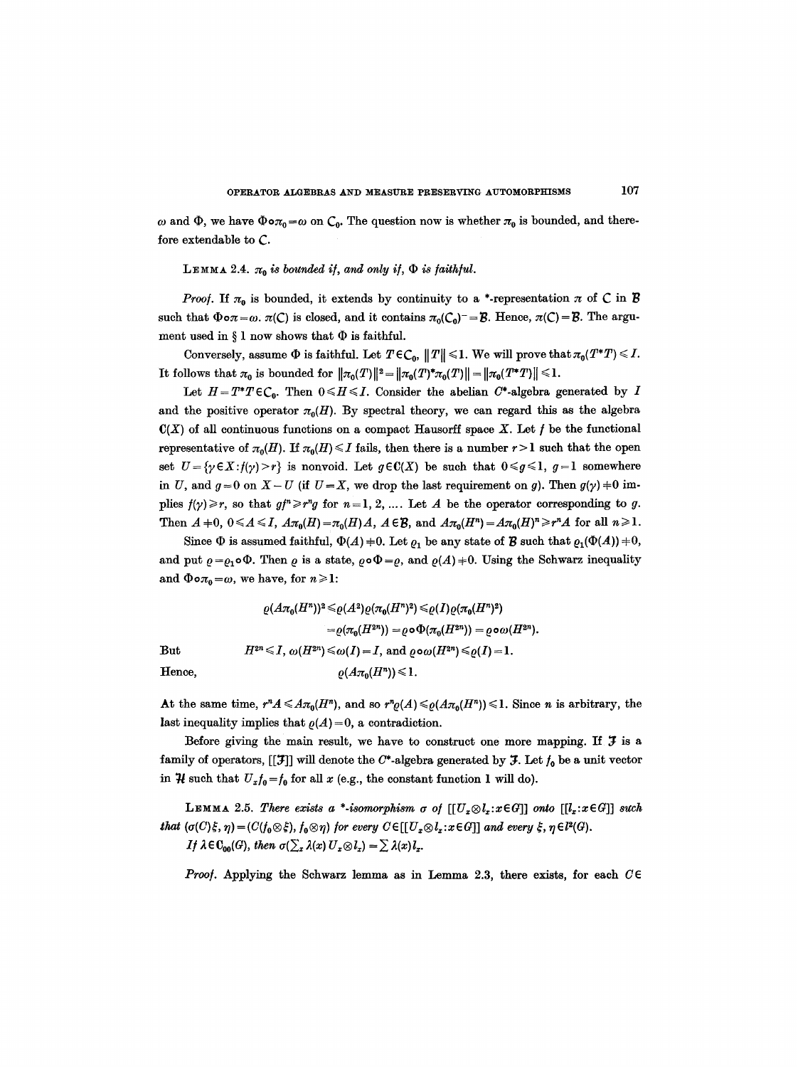$\omega$ and $\Phi$, we have $\Phi \circ \pi_0 = \omega$ on $\mathcal{C}_0$. The question now is whether $\pi_0$ is bounded, and therefore extendable to $\mathcal{C}$.

**Lemma 2.4.** *$\pi_0$ is bounded if, and only if, $\Phi$ is faithful.*

*Proof.* If $\pi_0$ is bounded, it extends by continuity to a \*-representation $\pi$ of $\mathcal{C}$ in $\mathcal{B}$ such that $\Phi \circ \pi = \omega$. $\pi(\mathcal{C})$ is closed, and it contains $\pi_0(\mathcal{C}_0)^- = \mathcal{B}$. Hence, $\pi(\mathcal{C}) = \mathcal{B}$. The argument used in § 1 now shows that $\Phi$ is faithful.

Conversely, assume $\Phi$ is faithful. Let $T \in \mathcal{C}_0$, $\|T\| \leq 1$. We will prove that $\pi_0(T^*T) \leq I$. It follows that $\pi_0$ is bounded for $\|\pi_0(T)\|^2 = \|\pi_0(T)^*\pi_0(T)\| = \|\pi_0(T^*T)\| \leq 1$.

Let $H = T^*T \in \mathcal{C}_0$. Then $0 \leq H \leq I$. Consider the abelian $C^*$-algebra generated by $I$ and the positive operator $\pi_0(H)$. By spectral theory, we can regard this as the algebra $\mathbf{C}(X)$ of all continuous functions on a compact Hausorff space $X$. Let $f$ be the functional representative of $\pi_0(H)$. If $\pi_0(H) \leq I$ fails, then there is a number $r > 1$ such that the open set $U = \{\gamma \in X : f(\gamma) > r\}$ is nonvoid. Let $g \in \mathbf{C}(X)$ be such that $0 \leq g \leq 1$, $g = 1$ somewhere in $U$, and $g = 0$ on $X - U$ (if $U = X$, we drop the last requirement on $g$). Then $g(\gamma) \neq 0$ implies $f(\gamma) \geq r$, so that $gf^n \geq r^n g$ for $n = 1, 2, \ldots$. Let $A$ be the operator corresponding to $g$. Then $A \neq 0$, $0 \leq A \leq I$, $A\pi_0(H) = \pi_0(H)A$, $A \in \mathcal{B}$, and $A\pi_0(H^n) = A\pi_0(H)^n \geq r^n A$ for all $n \geq 1$.

Since $\Phi$ is assumed faithful, $\Phi(A) \neq 0$. Let $\varrho_1$ be any state of $\mathcal{B}$ such that $\varrho_1(\Phi(A)) \neq 0$, and put $\varrho = \varrho_1 \circ \Phi$. Then $\varrho$ is a state, $\varrho \circ \Phi = \varrho$, and $\varrho(A) \neq 0$. Using the Schwarz inequality and $\Phi \circ \pi_0 = \omega$, we have, for $n \geq 1$:

$$\varrho(A\pi_0(H^n))^2 \leq \varrho(A^2)\varrho(\pi_0(H^n)^2) \leq \varrho(I)\varrho(\pi_0(H^n)^2)$$
$$= \varrho(\pi_0(H^{2n})) = \varrho \circ \Phi(\pi_0(H^{2n})) = \varrho \circ \omega(H^{2n}).$$

But $\qquad H^{2n} \leq I$, $\omega(H^{2n}) \leq \omega(I) = I$, and $\varrho \circ \omega(H^{2n}) \leq \varrho(I) = 1$.

Hence, $$\varrho(A\pi_0(H^n)) \leq 1.$$

At the same time, $r^n A \leq A\pi_0(H^n)$, and so $r^n \varrho(A) \leq \varrho(A\pi_0(H^n)) \leq 1$. Since $n$ is arbitrary, the last inequality implies that $\varrho(A) = 0$, a contradiction.

Before giving the main result, we have to construct one more mapping. If $\mathcal{J}$ is a family of operators, $[[\mathcal{J}]]$ will denote the $C^*$-algebra generated by $\mathcal{J}$. Let $f_0$ be a unit vector in $\mathcal{H}$ such that $U_x f_0 = f_0$ for all $x$ (e.g., the constant function 1 will do).

**Lemma 2.5.** *There exists a \*-isomorphism $\sigma$ of $[[U_x \otimes l_x : x \in G]]$ onto $[[l_x : x \in G]]$ such that $(\sigma(C)\xi, \eta) = (C(f_0 \otimes \xi), f_0 \otimes \eta)$ for every $C \in [[U_x \otimes l_x : x \in G]]$ and every $\xi, \eta \in l^2(G)$.*

*If $\lambda \in \mathbf{C}_{00}(G)$, then $\sigma(\sum_x \lambda(x) U_x \otimes l_x) = \sum \lambda(x) l_x$.*

*Proof.* Applying the Schwarz lemma as in Lemma 2.3, there exists, for each $C \in$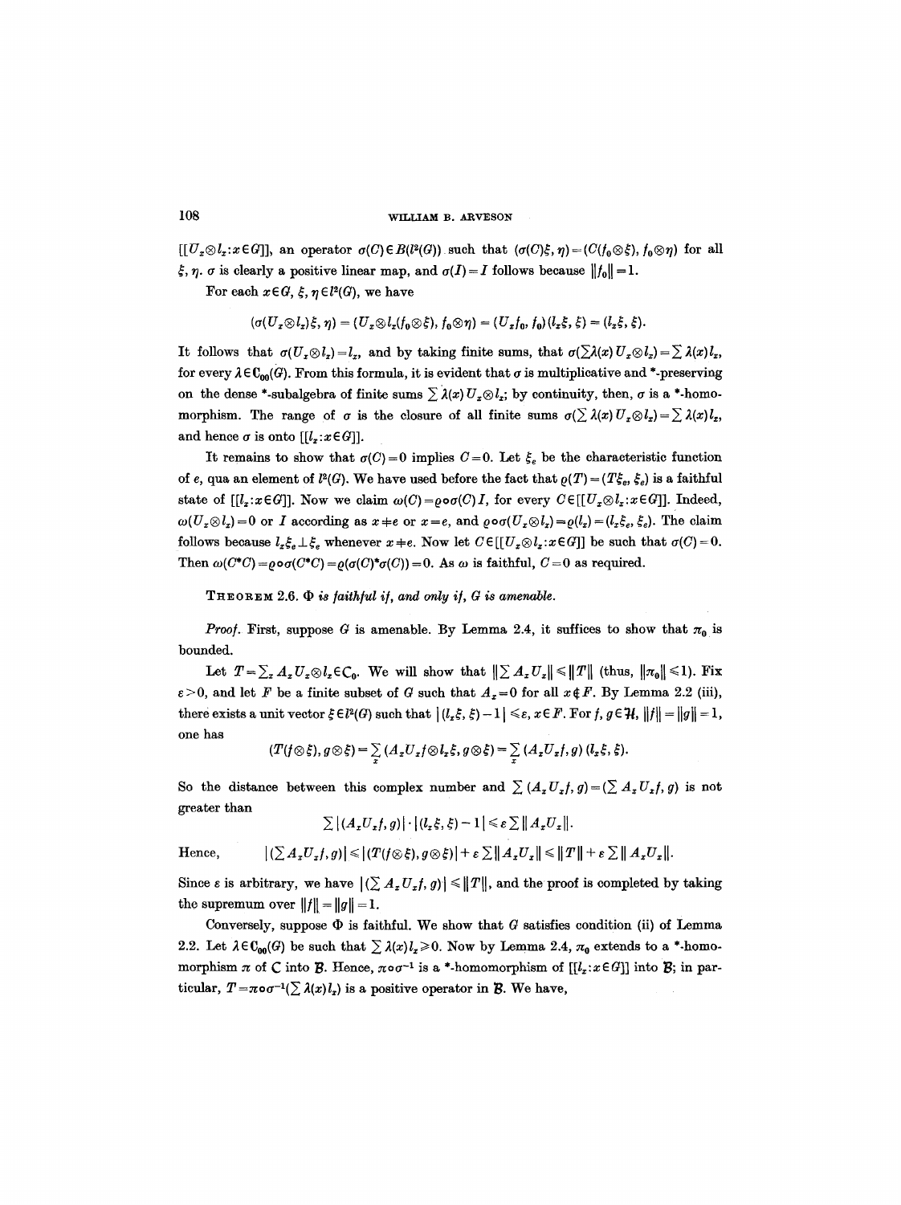$[[U_x \otimes l_x : x \in G]]$, an operator $\sigma(C) \in B(l^2(G))$ such that $(\sigma(C)\xi, \eta) = (C(f_0 \otimes \xi), f_0 \otimes \eta)$ for all $\xi, \eta$. $\sigma$ is clearly a positive linear map, and $\sigma(I) = I$ follows because $\|f_0\| = 1$.

For each $x \in G$, $\xi, \eta \in l^2(G)$, we have

$$(\sigma(U_x \otimes l_x)\xi, \eta) = (U_x \otimes l_x(f_0 \otimes \xi), f_0 \otimes \eta) = (U_x f_0, f_0)(l_x \xi, \xi) = (l_x \xi, \xi).$$

It follows that $\sigma(U_x \otimes l_x) = l_x$, and by taking finite sums, that $\sigma(\sum \lambda(x) U_x \otimes l_x) = \sum \lambda(x) l_x$, for every $\lambda \in \mathsf{C}_{00}(G)$. From this formula, it is evident that $\sigma$ is multiplicative and *-preserving on the dense *-subalgebra of finite sums $\sum \lambda(x) U_x \otimes l_x$; by continuity, then, $\sigma$ is a *-homomorphism. The range of $\sigma$ is the closure of all finite sums $\sigma(\sum \lambda(x) U_x \otimes l_x) = \sum \lambda(x) l_x$, and hence $\sigma$ is onto $[[l_x : x \in G]]$.

It remains to show that $\sigma(C) = 0$ implies $C = 0$. Let $\xi_e$ be the characteristic function of $e$, qua an element of $l^2(G)$. We have used before the fact that $\varrho(T) = (T\xi_e, \xi_e)$ is a faithful state of $[[l_x : x \in G]]$. Now we claim $\omega(C) = \varrho \circ \sigma(C) I$, for every $C \in [[U_x \otimes l_x : x \in G]]$. Indeed, $\omega(U_x \otimes l_x) = 0$ or $I$ according as $x \neq e$ or $x = e$, and $\varrho \circ \sigma(U_x \otimes l_x) = \varrho(l_x) = (l_x \xi_e, \xi_e)$. The claim follows because $l_x \xi_e \perp \xi_e$ whenever $x \neq e$. Now let $C \in [[U_x \otimes l_x : x \in G]]$ be such that $\sigma(C) = 0$. Then $\omega(C^*C) = \varrho \circ \sigma(C^*C) = \varrho(\sigma(C)^* \sigma(C)) = 0$. As $\omega$ is faithful, $C = 0$ as required.

**Theorem 2.6.** *$\Phi$ is faithful if, and only if, $G$ is amenable.*

*Proof.* First, suppose $G$ is amenable. By Lemma 2.4, it suffices to show that $\pi_0$ is bounded.

Let $T = \sum_x A_x U_x \otimes l_x \in \mathsf{C}_0$. We will show that $\|\sum A_x U_x\| \leq \|T\|$ (thus, $\|\pi_0\| \leq 1$). Fix $\varepsilon > 0$, and let $F$ be a finite subset of $G$ such that $A_x = 0$ for all $x \notin F$. By Lemma 2.2 (iii), there exists a unit vector $\xi \in l^2(G)$ such that $|(l_x \xi, \xi) - 1| \leq \varepsilon$, $x \in F$. For $f, g \in \mathcal{H}$, $\|f\| = \|g\| = 1$, one has

$$(T(f \otimes \xi), g \otimes \xi) = \sum_x (A_x U_x f \otimes l_x \xi, g \otimes \xi) = \sum_x (A_x U_x f, g)(l_x \xi, \xi).$$

So the distance between this complex number and $\sum (A_x U_x f, g) = (\sum A_x U_x f, g)$ is not greater than

$$\sum |(A_x U_x f, g)| \cdot |(l_x \xi, \xi) - 1| \leq \varepsilon \sum \|A_x U_x\|.$$

Hence, $$|(\sum A_x U_x f, g)| \leq |(T(f \otimes \xi), g \otimes \xi)| + \varepsilon \sum \|A_x U_x\| \leq \|T\| + \varepsilon \sum \|A_x U_x\|.$$

Since $\varepsilon$ is arbitrary, we have $|(\sum A_x U_x f, g)| \leq \|T\|$, and the proof is completed by taking the supremum over $\|f\| = \|g\| = 1$.

Conversely, suppose $\Phi$ is faithful. We show that $G$ satisfies condition (ii) of Lemma 2.2. Let $\lambda \in \mathsf{C}_{00}(G)$ be such that $\sum \lambda(x) l_x \geq 0$. Now by Lemma 2.4, $\pi_0$ extends to a *-homomorphism $\pi$ of $\mathsf{C}$ into $\mathcal{B}$. Hence, $\pi \circ \sigma^{-1}$ is a *-homomorphism of $[[l_x : x \in G]]$ into $\mathcal{B}$; in particular, $T = \pi \circ \sigma^{-1}(\sum \lambda(x) l_x)$ is a positive operator in $\mathcal{B}$. We have,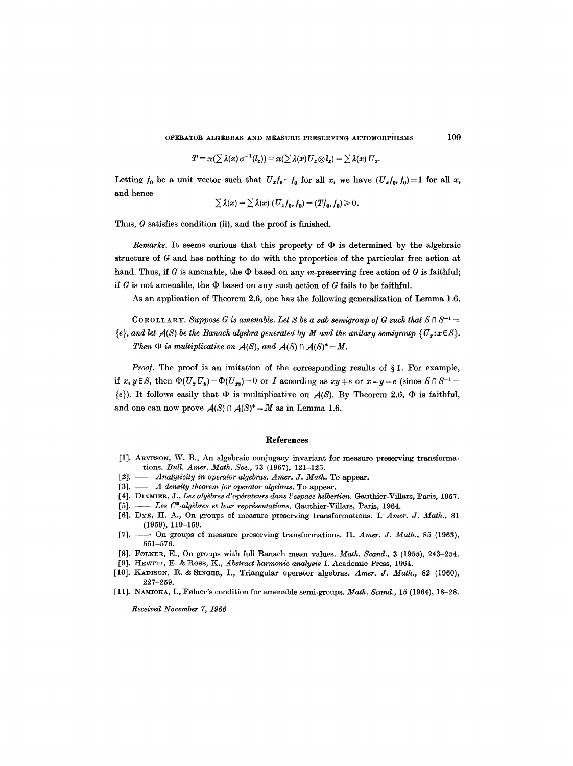$$T = \pi(\sum \lambda(x)\sigma^{-1}(l_x)) = \pi(\sum \lambda(x) U_x \otimes l_x) = \sum \lambda(x) U_x.$$

Letting $f_0$ be a unit vector such that $U_x f_0 = f_0$ for all $x$, we have $(U_x f_0, f_0) = 1$ for all $x$, and hence

$$\sum \lambda(x) = \sum \lambda(x)(U_x f_0, f_0) = (T f_0, f_0) \geq 0.$$

Thus, $G$ satisfies condition (ii), and the proof is finished.

*Remarks.* It seems curious that this property of $\Phi$ is determined by the algebraic structure of $G$ and has nothing to do with the properties of the particular free action at hand. Thus, if $G$ is amenable, the $\Phi$ based on any $m$-preserving free action of $G$ is faithful; if $G$ is not amenable, the $\Phi$ based on any such action of $G$ fails to be faithful.

As an application of Theorem 2.6, one has the following generalization of Lemma 1.6.

COROLLARY. *Suppose $G$ is amenable. Let $S$ be a sub semigroup of $G$ such that $S \cap S^{-1} = \{e\}$, and let $\mathcal{A}(S)$ be the Banach algebra generated by $M$ and the unitary semigroup $\{U_x : x \in S\}$. Then $\Phi$ is multiplicative on $\mathcal{A}(S)$, and $\mathcal{A}(S) \cap \mathcal{A}(S)^* = M$.*

*Proof.* The proof is an imitation of the corresponding results of § 1. For example, if $x, y \in S$, then $\Phi(U_x U_y) = \Phi(U_{xy}) = 0$ or $I$ according as $xy \neq e$ or $x = y = e$ (since $S \cap S^{-1} = \{e\}$). It follows easily that $\Phi$ is multiplicative on $\mathcal{A}(S)$. By Theorem 2.6, $\Phi$ is faithful, and one can now prove $\mathcal{A}(S) \cap \mathcal{A}(S)^* = M$ as in Lemma 1.6.

## References

[1]. Arveson, W. B., An algebraic conjugacy invariant for measure preserving transformations. *Bull. Amer. Math. Soc.*, 73 (1967), 121–125.

[2]. —— *Analyticity in operator algebras. Amer. J. Math.* To appear.

[3]. —— *A density theorem for operator algebras.* To appear.

[4]. Dixmier, J., *Les algèbres d'opérateurs dans l'espace hilbertien.* Gauthier-Villars, Paris, 1957.

[5]. —— *Les C*-algèbres et leur représentations.* Gauthier-Villars, Paris, 1964.

[6]. Dye, H. A., On groups of measure preserving transformations. I. *Amer. J. Math.*, 81 (1959), 119–159.

[7]. —— On groups of measure preserving transformations. II. *Amer. J. Math.*, 85 (1963), 551–576.

[8]. Følner, E., On groups with full Banach mean values. *Math. Scand.*, 3 (1955), 243–254.

[9]. Hewitt, E. & Ross, K., *Abstract harmonic analysis* I. Academic Press, 1964.

[10]. Kadison, R. & Singer, I., Triangular operator algebras. *Amer. J. Math.*, 82 (1960), 227–259.

[11]. Namioka, I., Følner's condition for amenable semi-groups. *Math. Scand.*, 15 (1964), 18–28.

*Received November 7, 1966*